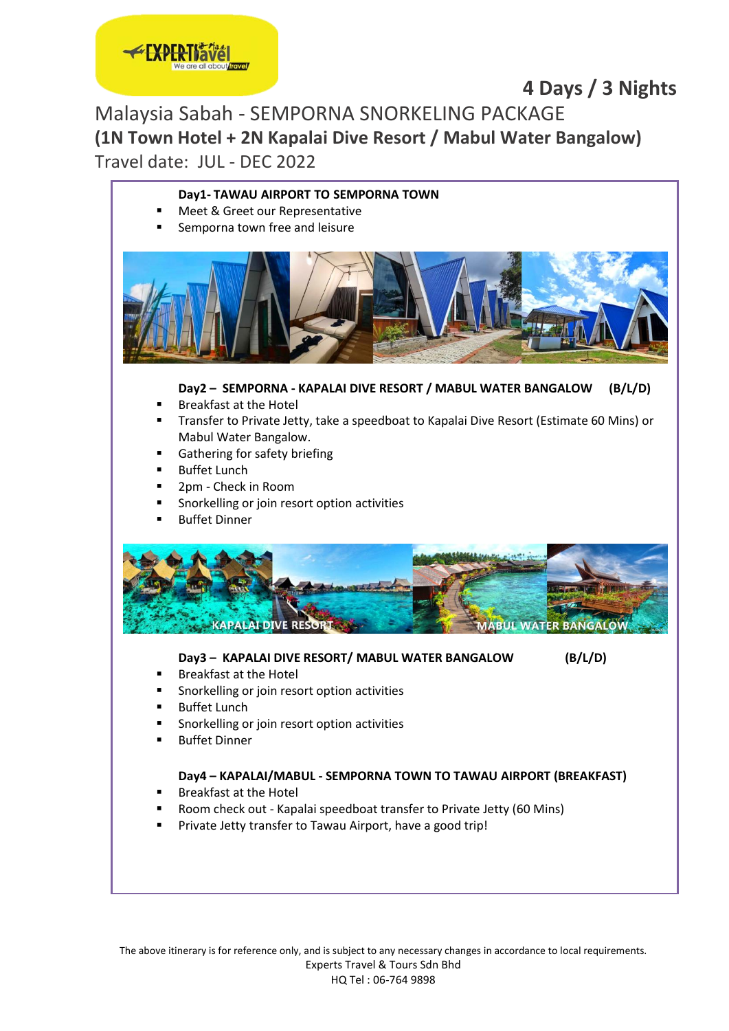**4 Days / 3 Nights**

# Malaysia Sabah - SEMPORNA SNORKELING PACKAGE

## (1N Town Hotel + 2N Kapalai Dive Resort / Mabul Water Bangalow)

Travel date: JUL - DEC 2022

**Day1- TAWAU AIRPORT TO SEMPORNA TOWN**

- Meet & Greet our Representative
- Semporna town free and leisure

**Day2 – SEMPORNA - KAPALAI DIVE RESORT / MABUL WATER BANGALOW (B/L/D)**

- Breakfast at the Hotel
- Transfer to Private Jetty, take a speedboat to Kapalai Dive Resort (Estimate 60 Mins) or Mabul Water Bangalow.
- Gathering for safety briefing
- Buffet Lunch
- 2pm - Check in Room
- Snorkelling or join resort option activities
- Buffet Dinner

**Day3 – KAPALAI DIVE RESORT/ MABUL WATER BANGALOW (B/L/D)**

- Breakfast at the Hotel
- Snorkelling or join resort option activities
- Buffet Lunch
- Snorkelling or join resort option activities
- Buffet Dinner

**Day4 – KAPALAI/MABUL - SEMPORNA TOWN TO TAWAU AIRPORT (BREAKFAST)**

- Breakfast at the Hotel
- Room check out - Kapalai speedboat transfer to Private Jetty (60 Mins)
- Private Jetty transfer to Tawau Airport, have a good trip!

The above itinerary is for reference only, and is subject to any necessary changes in accordance to local requirements.
Experts Travel & Tours Sdn Bhd
HQ Tel : 06-764 9898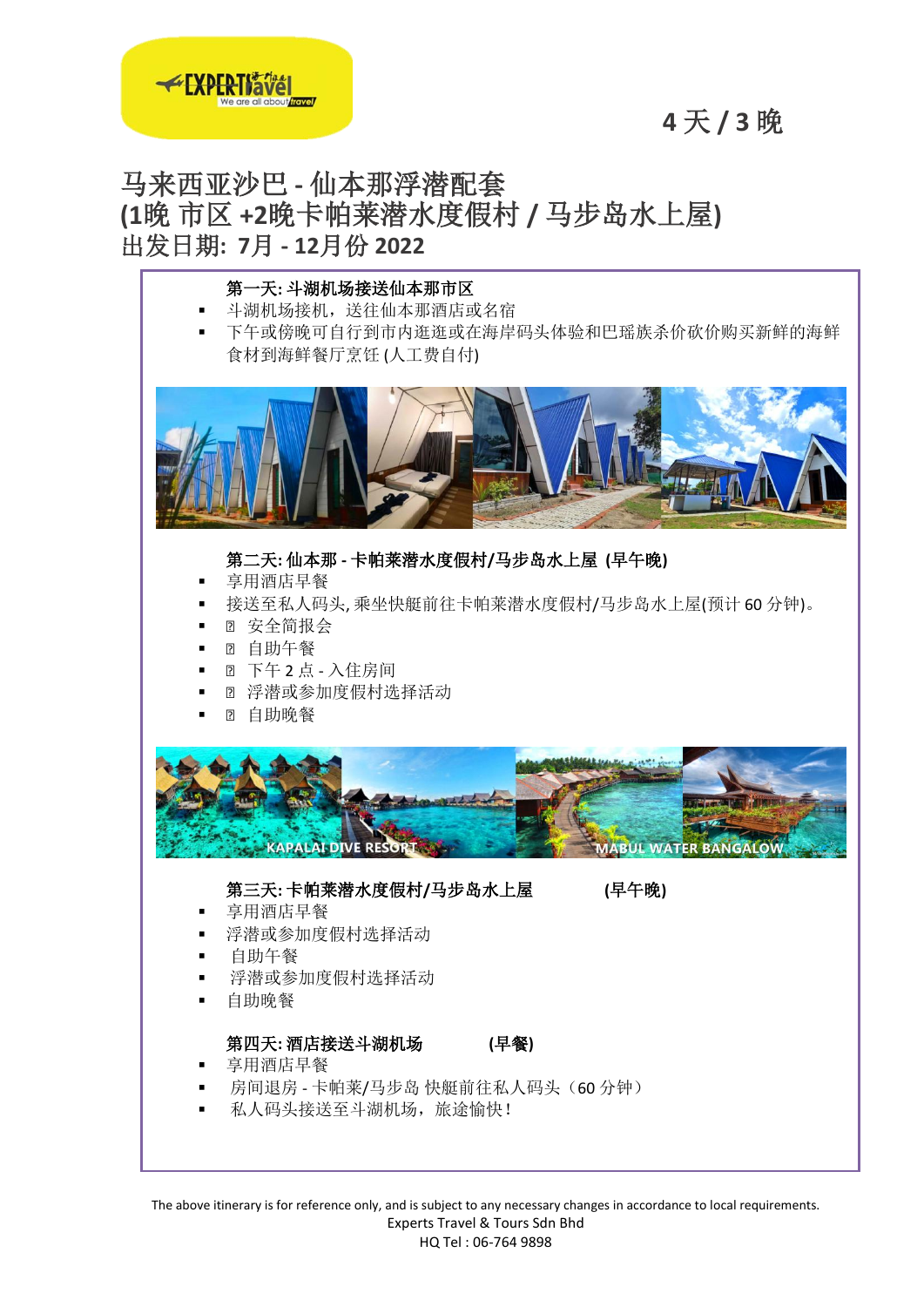4 天 / 3 晚

# 马来西亚沙巴 - 仙本那浮潜配套
## (1晚 市区 +2晚卡帕莱潜水度假村 / 马步岛水上屋)
## 出发日期: 7月 - 12月份 2022

**第一天: 斗湖机场接送仙本那市区**

- 斗湖机场接机，送往仙本那酒店或名宿
- 下午或傍晚可自行到市内逛逛或在海岸码头体验和巴瑶族杀价砍价购买新鲜的海鲜食材到海鲜餐厅烹饪 (人工费自付)

**第二天: 仙本那 - 卡帕莱潜水度假村/马步岛水上屋 (早午晚)**

- 享用酒店早餐
- 接送至私人码头, 乘坐快艇前往卡帕莱潜水度假村/马步岛水上屋(预计 60 分钟)。
- 安全简报会
- 自助午餐
- 下午 2 点 - 入住房间
- 浮潜或参加度假村选择活动
- 自助晚餐

KAPALAI DIVE RESORT　MABUL WATER BANGALOW

**第三天: 卡帕莱潜水度假村/马步岛水上屋 (早午晚)**

- 享用酒店早餐
- 浮潜或参加度假村选择活动
- 自助午餐
- 浮潜或参加度假村选择活动
- 自助晚餐

**第四天: 酒店接送斗湖机场 (早餐)**

- 享用酒店早餐
- 房间退房 - 卡帕莱/马步岛 快艇前往私人码头（60 分钟）
- 私人码头接送至斗湖机场，旅途愉快！

The above itinerary is for reference only, and is subject to any necessary changes in accordance to local requirements.
Experts Travel & Tours Sdn Bhd
HQ Tel : 06-764 9898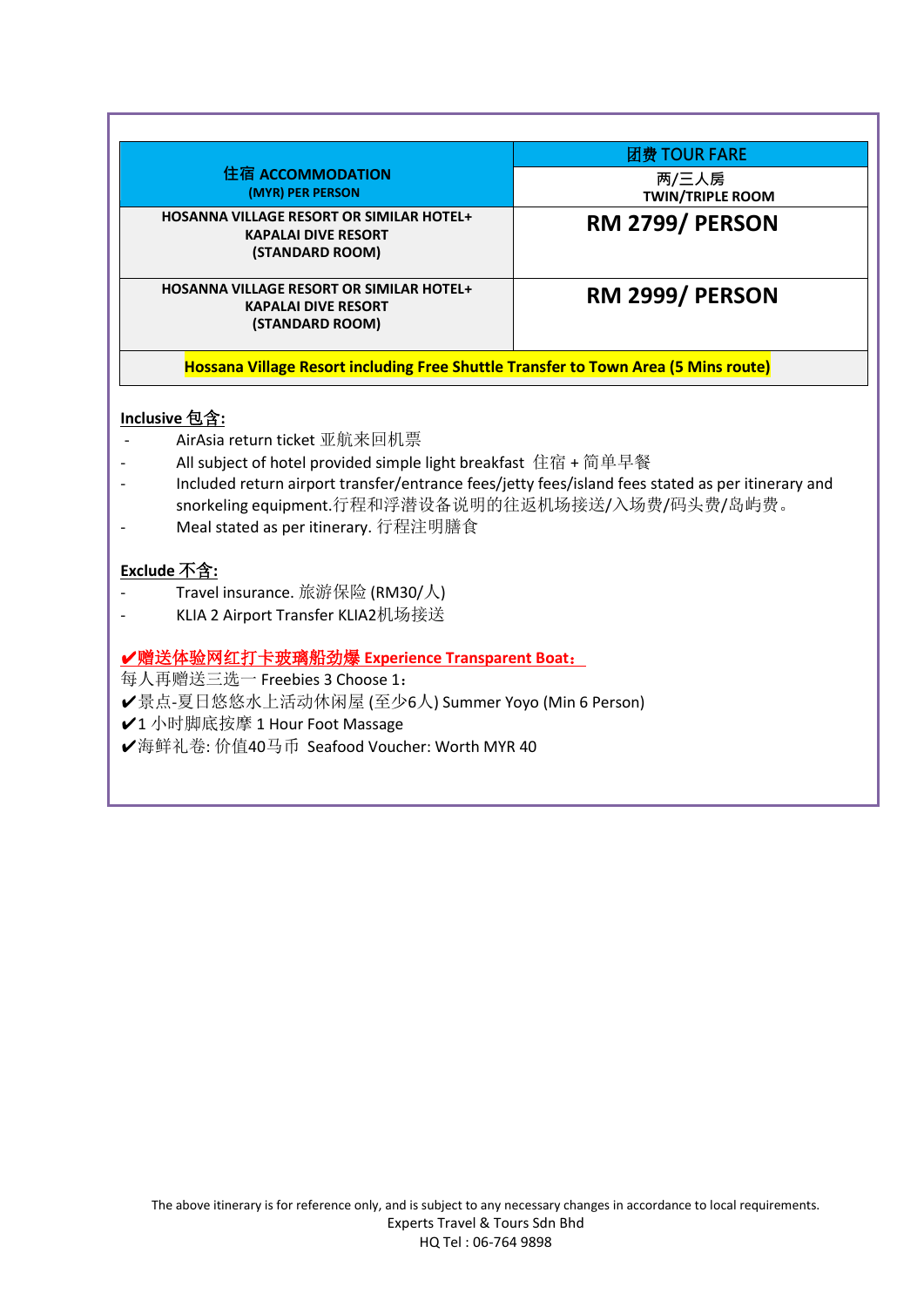| 住宿 ACCOMMODATION (MYR) PER PERSON | 团费 TOUR FARE 两/三人房 TWIN/TRIPLE ROOM |
|---|---|
| HOSANNA VILLAGE RESORT OR SIMILAR HOTEL+ KAPALAI DIVE RESORT (STANDARD ROOM) | **RM 2799/ PERSON** |
| HOSANNA VILLAGE RESORT OR SIMILAR HOTEL+ KAPALAI DIVE RESORT (STANDARD ROOM) | **RM 2999/ PERSON** |
| **Hossana Village Resort including Free Shuttle Transfer to Town Area (5 Mins route)** | |

**Inclusive 包含:**

- AirAsia return ticket 亚航来回机票
- All subject of hotel provided simple light breakfast 住宿 + 简单早餐
- Included return airport transfer/entrance fees/jetty fees/island fees stated as per itinerary and snorkeling equipment.行程和浮潜设备说明的往返机场接送/入场费/码头费/岛屿费。
- Meal stated as per itinerary. 行程注明膳食

**Exclude 不含:**

- Travel insurance. 旅游保险 (RM30/人)
- KLIA 2 Airport Transfer KLIA2机场接送

**✔赠送体验网红打卡玻璃船劲爆 Experience Transparent Boat：**

每人再赠送三选一 Freebies 3 Choose 1：

✔景点-夏日悠悠水上活动休闲屋 (至少6人) Summer Yoyo (Min 6 Person)

✔1 小时脚底按摩 1 Hour Foot Massage

✔海鲜礼卷: 价值40马币 Seafood Voucher: Worth MYR 40

The above itinerary is for reference only, and is subject to any necessary changes in accordance to local requirements.

Experts Travel & Tours Sdn Bhd

HQ Tel : 06-764 9898